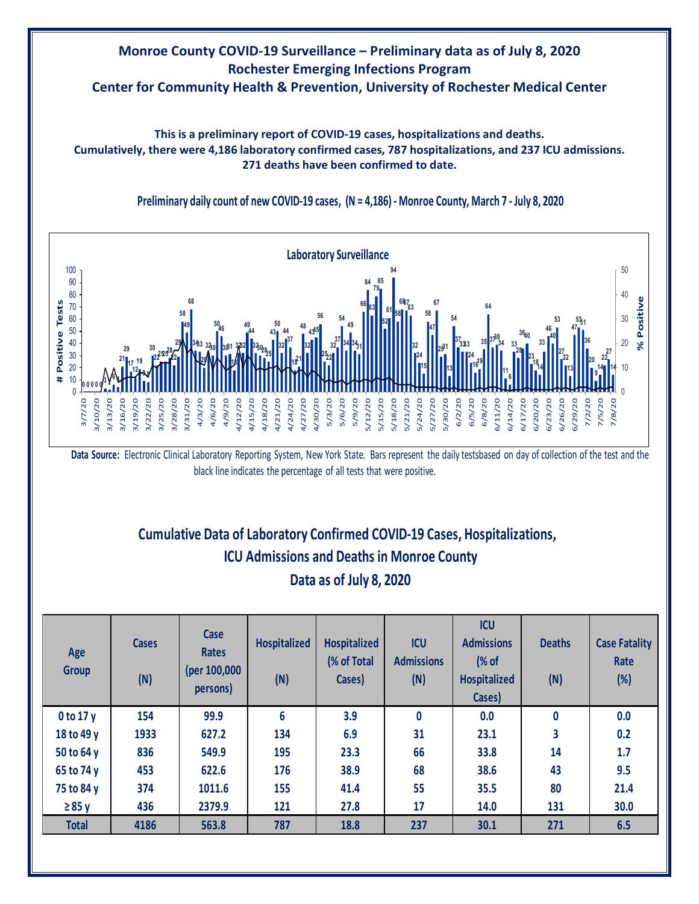# Monroe County COVID-19 Surveillance – Preliminary data as of July 8, 2020

## Rochester Emerging Infections Program

## Center for Community Health & Prevention, University of Rochester Medical Center

**This is a preliminary report of COVID-19 cases, hospitalizations and deaths.**
**Cumulatively, there were 4,186 laboratory confirmed cases, 787 hospitalizations, and 237 ICU admissions.**
**271 deaths have been confirmed to date.**

**Preliminary daily count of new COVID-19 cases, (N = 4,186) - Monroe County, March 7 - July 8, 2020**

**Data Source:** Electronic Clinical Laboratory Reporting System, New York State. Bars represent the daily testsbased on day of collection of the test and the black line indicates the percentage of all tests that were positive.

## Cumulative Data of Laboratory Confirmed COVID-19 Cases, Hospitalizations, ICU Admissions and Deaths in Monroe County

### Data as of July 8, 2020

| Age Group | Cases (N) | Case Rates (per 100,000 persons) | Hospitalized (N) | Hospitalized (% of Total Cases) | ICU Admissions (N) | ICU Admissions (% of Hospitalized Cases) | Deaths (N) | Case Fatality Rate (%) |
|---|---|---|---|---|---|---|---|---|
| 0 to 17 y | 154 | 99.9 | 6 | 3.9 | 0 | 0.0 | 0 | 0.0 |
| 18 to 49 y | 1933 | 627.2 | 134 | 6.9 | 31 | 23.1 | 3 | 0.2 |
| 50 to 64 y | 836 | 549.9 | 195 | 23.3 | 66 | 33.8 | 14 | 1.7 |
| 65 to 74 y | 453 | 622.6 | 176 | 38.9 | 68 | 38.6 | 43 | 9.5 |
| 75 to 84 y | 374 | 1011.6 | 155 | 41.4 | 55 | 35.5 | 80 | 21.4 |
| ≥ 85 y | 436 | 2379.9 | 121 | 27.8 | 17 | 14.0 | 131 | 30.0 |
| **Total** | **4186** | **563.8** | **787** | **18.8** | **237** | **30.1** | **271** | **6.5** |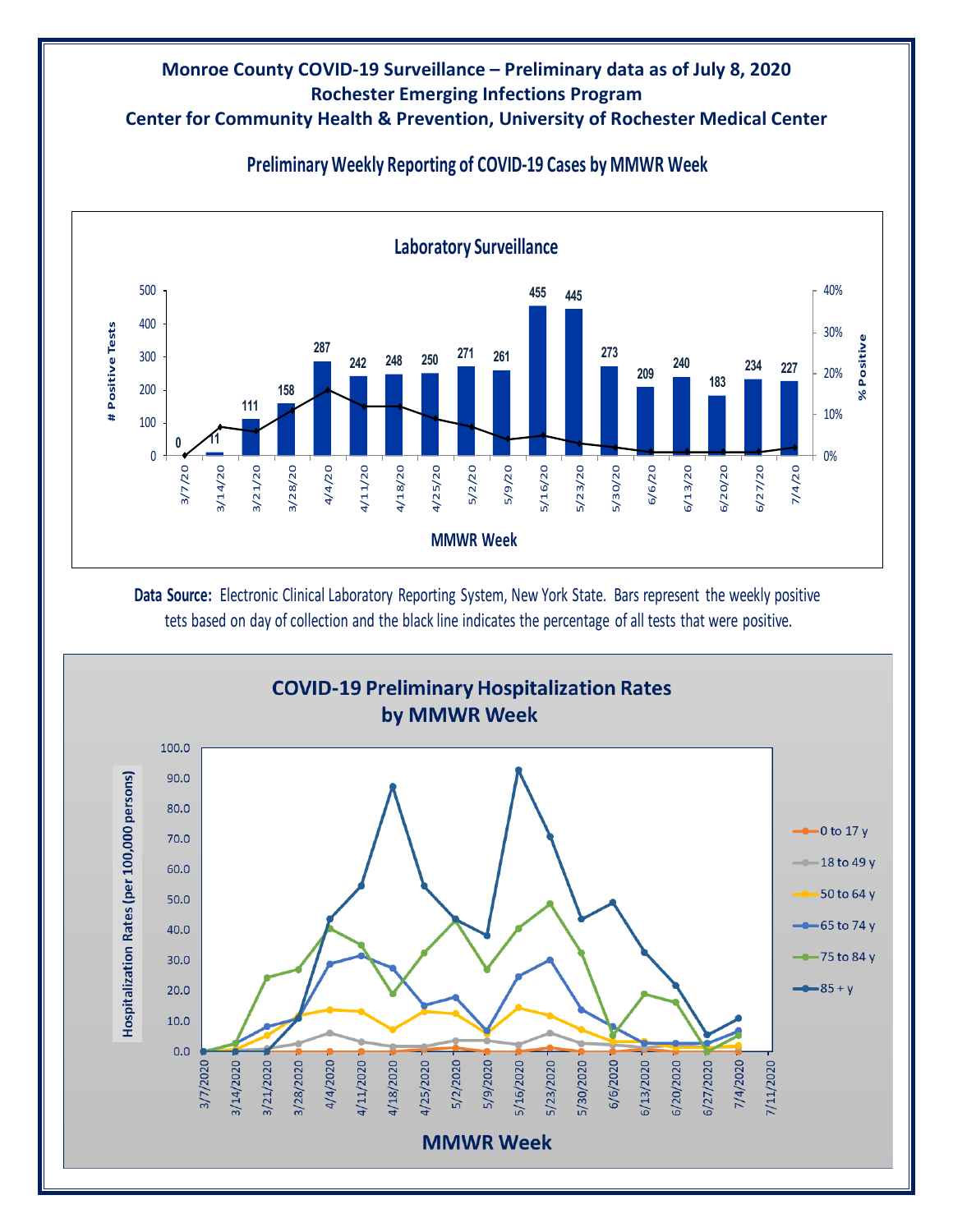**Monroe County COVID-19 Surveillance – Preliminary data as of July 8, 2020**
**Rochester Emerging Infections Program**
**Center for Community Health & Prevention, University of Rochester Medical Center**

## Preliminary Weekly Reporting of COVID-19 Cases by MMWR Week

### Laboratory Surveillance

| MMWR Week | # Positive Tests |
| --- | --- |
| 3/7/20 | 0 |
| 3/14/20 | 11 |
| 3/21/20 | 111 |
| 3/28/20 | 158 |
| 4/4/20 | 287 |
| 4/11/20 | 242 |
| 4/18/20 | 248 |
| 4/25/20 | 250 |
| 5/2/20 | 271 |
| 5/9/20 | 261 |
| 5/16/20 | 455 |
| 5/23/20 | 445 |
| 5/30/20 | 273 |
| 6/6/20 | 209 |
| 6/13/20 | 240 |
| 6/20/20 | 183 |
| 6/27/20 | 234 |
| 7/4/20 | 227 |

**Data Source:** Electronic Clinical Laboratory Reporting System, New York State. Bars represent the weekly positive tets based on day of collection and the black line indicates the percentage of all tests that were positive.

### COVID-19 Preliminary Hospitalization Rates by MMWR Week

Hospitalization Rates (per 100,000 persons) by MMWR Week, 3/7/2020 – 7/11/2020.

Legend: 0 to 17 y; 18 to 49 y; 50 to 64 y; 65 to 74 y; 75 to 84 y; 85 + y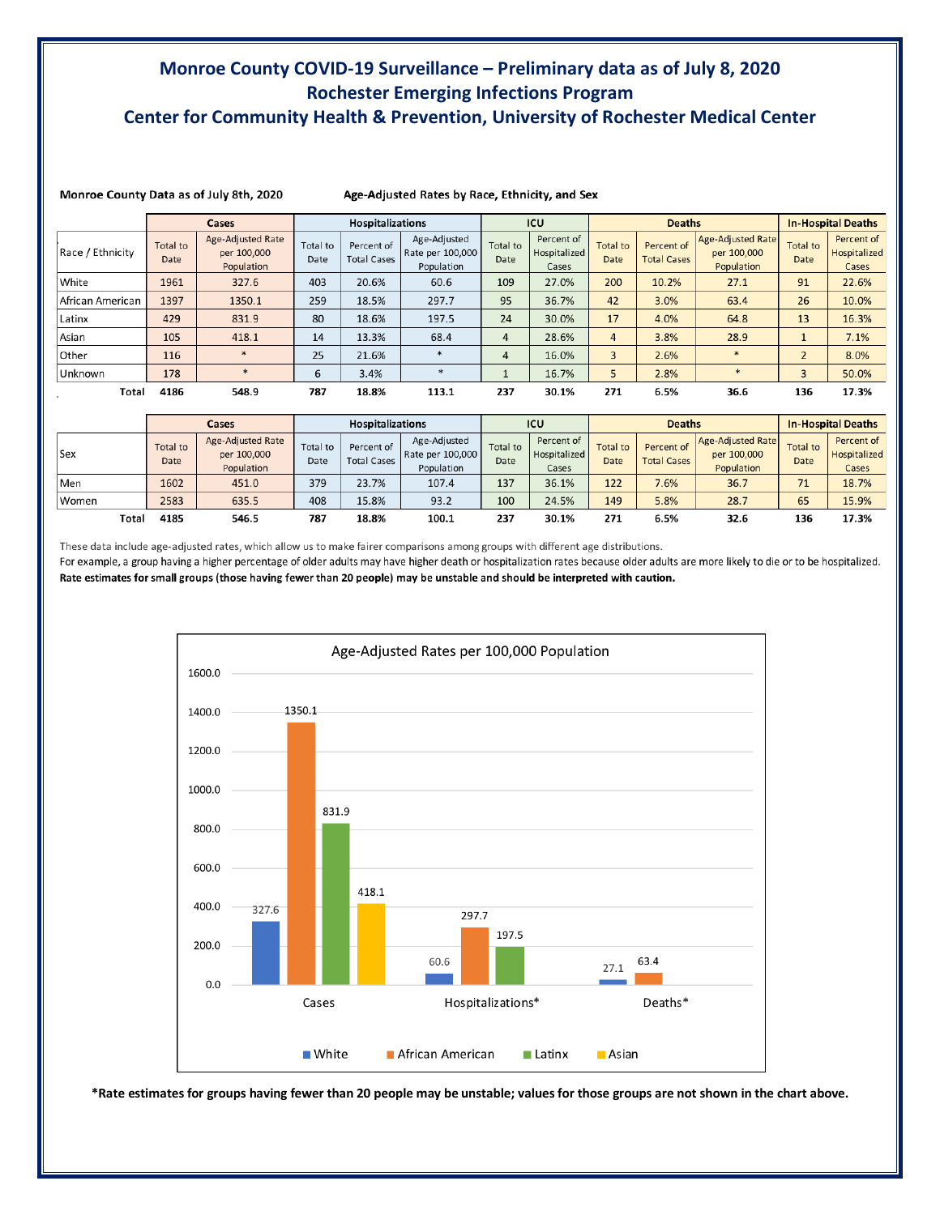# Monroe County COVID-19 Surveillance – Preliminary data as of July 8, 2020
## Rochester Emerging Infections Program
## Center for Community Health & Prevention, University of Rochester Medical Center

**Monroe County Data as of July 8th, 2020** **Age-Adjusted Rates by Race, Ethnicity, and Sex**

| | Cases | | Hospitalizations | | | ICU | | Deaths | | | In-Hospital Deaths | |
|---|---|---|---|---|---|---|---|---|---|---|---|---|
| Race / Ethnicity | Total to Date | Age-Adjusted Rate per 100,000 Population | Total to Date | Percent of Total Cases | Age-Adjusted Rate per 100,000 Population | Total to Date | Percent of Hospitalized Cases | Total to Date | Percent of Total Cases | Age-Adjusted Rate per 100,000 Population | Total to Date | Percent of Hospitalized Cases |
| White | 1961 | 327.6 | 403 | 20.6% | 60.6 | 109 | 27.0% | 200 | 10.2% | 27.1 | 91 | 22.6% |
| African American | 1397 | 1350.1 | 259 | 18.5% | 297.7 | 95 | 36.7% | 42 | 3.0% | 63.4 | 26 | 10.0% |
| Latinx | 429 | 831.9 | 80 | 18.6% | 197.5 | 24 | 30.0% | 17 | 4.0% | 64.8 | 13 | 16.3% |
| Asian | 105 | 418.1 | 14 | 13.3% | 68.4 | 4 | 28.6% | 4 | 3.8% | 28.9 | 1 | 7.1% |
| Other | 116 | * | 25 | 21.6% | * | 4 | 16.0% | 3 | 2.6% | * | 2 | 8.0% |
| Unknown | 178 | * | 6 | 3.4% | * | 1 | 16.7% | 5 | 2.8% | * | 3 | 50.0% |
| **Total** | **4186** | **548.9** | **787** | **18.8%** | **113.1** | **237** | **30.1%** | **271** | **6.5%** | **36.6** | **136** | **17.3%** |

| | Cases | | Hospitalizations | | | ICU | | Deaths | | | In-Hospital Deaths | |
|---|---|---|---|---|---|---|---|---|---|---|---|---|
| Sex | Total to Date | Age-Adjusted Rate per 100,000 Population | Total to Date | Percent of Total Cases | Age-Adjusted Rate per 100,000 Population | Total to Date | Percent of Hospitalized Cases | Total to Date | Percent of Total Cases | Age-Adjusted Rate per 100,000 Population | Total to Date | Percent of Hospitalized Cases |
| Men | 1602 | 451.0 | 379 | 23.7% | 107.4 | 137 | 36.1% | 122 | 7.6% | 36.7 | 71 | 18.7% |
| Women | 2583 | 635.5 | 408 | 15.8% | 93.2 | 100 | 24.5% | 149 | 5.8% | 28.7 | 65 | 15.9% |
| **Total** | **4185** | **546.5** | **787** | **18.8%** | **100.1** | **237** | **30.1%** | **271** | **6.5%** | **32.6** | **136** | **17.3%** |

These data include age-adjusted rates, which allow us to make fairer comparisons among groups with different age distributions.
For example, a group having a higher percentage of older adults may have higher death or hospitalization rates because older adults are more likely to die or to be hospitalized.
**Rate estimates for small groups (those having fewer than 20 people) may be unstable and should be interpreted with caution.**

Age-Adjusted Rates per 100,000 Population

1600.0
1400.0
1200.0
1000.0
800.0
600.0
400.0
200.0
0.0

Cases: 327.6, 1350.1, 831.9, 418.1
Hospitalizations*: 60.6, 297.7, 197.5
Deaths*: 27.1, 63.4

White, African American, Latinx, Asian

**\*Rate estimates for groups having fewer than 20 people may be unstable; values for those groups are not shown in the chart above.**